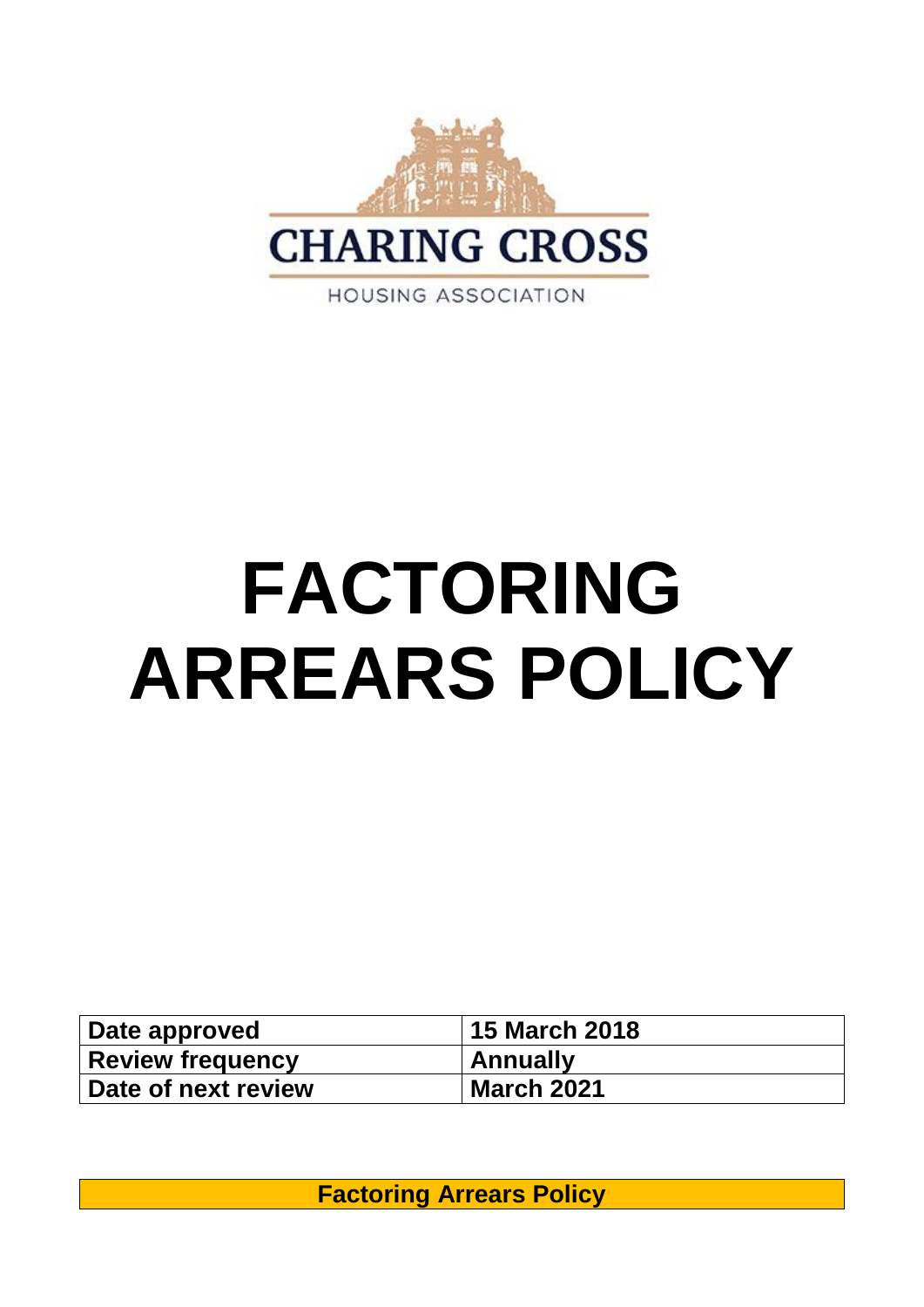CHARING CROSS

HOUSING ASSOCIATION

# FACTORING ARREARS POLICY

| Date approved | 15 March 2018 |
| --- | --- |
| Review frequency | Annually |
| Date of next review | March 2021 |

**Factoring Arrears Policy**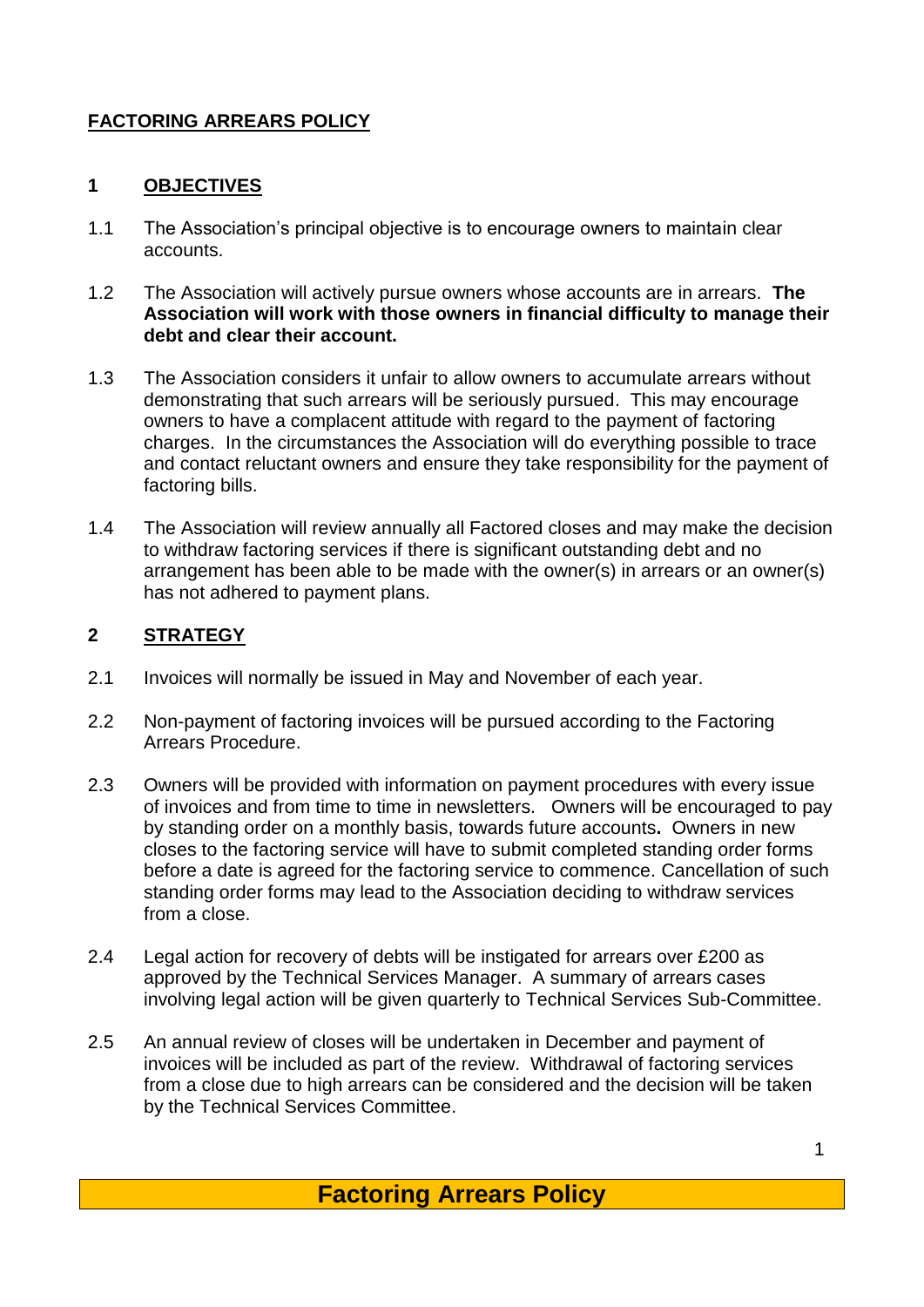# FACTORING ARREARS POLICY

## 1 OBJECTIVES

1.1 The Association's principal objective is to encourage owners to maintain clear accounts.

1.2 The Association will actively pursue owners whose accounts are in arrears. **The Association will work with those owners in financial difficulty to manage their debt and clear their account.**

1.3 The Association considers it unfair to allow owners to accumulate arrears without demonstrating that such arrears will be seriously pursued. This may encourage owners to have a complacent attitude with regard to the payment of factoring charges. In the circumstances the Association will do everything possible to trace and contact reluctant owners and ensure they take responsibility for the payment of factoring bills.

1.4 The Association will review annually all Factored closes and may make the decision to withdraw factoring services if there is significant outstanding debt and no arrangement has been able to be made with the owner(s) in arrears or an owner(s) has not adhered to payment plans.

## 2 STRATEGY

2.1 Invoices will normally be issued in May and November of each year.

2.2 Non-payment of factoring invoices will be pursued according to the Factoring Arrears Procedure.

2.3 Owners will be provided with information on payment procedures with every issue of invoices and from time to time in newsletters. Owners will be encouraged to pay by standing order on a monthly basis, towards future accounts**.** Owners in new closes to the factoring service will have to submit completed standing order forms before a date is agreed for the factoring service to commence. Cancellation of such standing order forms may lead to the Association deciding to withdraw services from a close.

2.4 Legal action for recovery of debts will be instigated for arrears over £200 as approved by the Technical Services Manager. A summary of arrears cases involving legal action will be given quarterly to Technical Services Sub-Committee.

2.5 An annual review of closes will be undertaken in December and payment of invoices will be included as part of the review. Withdrawal of factoring services from a close due to high arrears can be considered and the decision will be taken by the Technical Services Committee.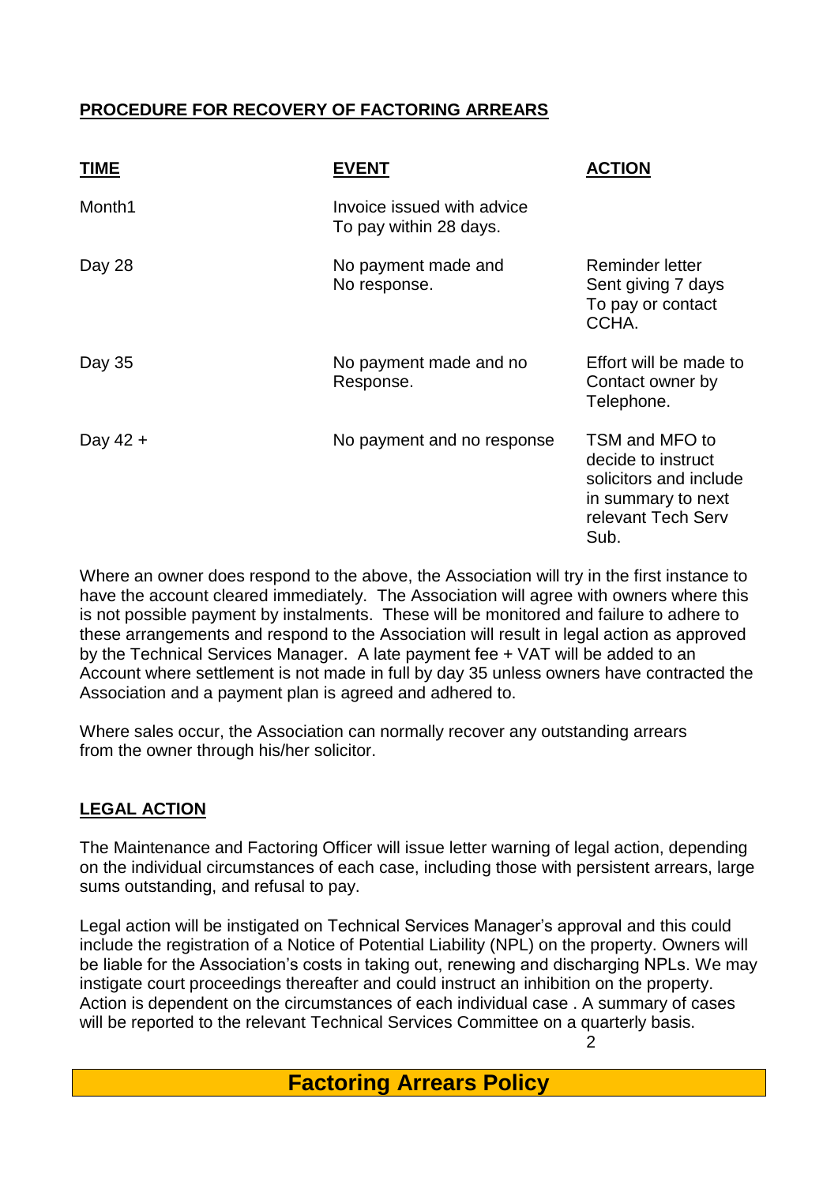## PROCEDURE FOR RECOVERY OF FACTORING ARREARS

| TIME | EVENT | ACTION |
|---|---|---|
| Month1 | Invoice issued with advice To pay within 28 days. | |
| Day 28 | No payment made and No response. | Reminder letter Sent giving 7 days To pay or contact CCHA. |
| Day 35 | No payment made and no Response. | Effort will be made to Contact owner by Telephone. |
| Day 42 + | No payment and no response | TSM and MFO to decide to instruct solicitors and include in summary to next relevant Tech Serv Sub. |

Where an owner does respond to the above, the Association will try in the first instance to have the account cleared immediately. The Association will agree with owners where this is not possible payment by instalments. These will be monitored and failure to adhere to these arrangements and respond to the Association will result in legal action as approved by the Technical Services Manager. A late payment fee + VAT will be added to an Account where settlement is not made in full by day 35 unless owners have contracted the Association and a payment plan is agreed and adhered to.

Where sales occur, the Association can normally recover any outstanding arrears from the owner through his/her solicitor.

## LEGAL ACTION

The Maintenance and Factoring Officer will issue letter warning of legal action, depending on the individual circumstances of each case, including those with persistent arrears, large sums outstanding, and refusal to pay.

Legal action will be instigated on Technical Services Manager's approval and this could include the registration of a Notice of Potential Liability (NPL) on the property. Owners will be liable for the Association's costs in taking out, renewing and discharging NPLs. We may instigate court proceedings thereafter and could instruct an inhibition on the property. Action is dependent on the circumstances of each individual case . A summary of cases will be reported to the relevant Technical Services Committee on a quarterly basis.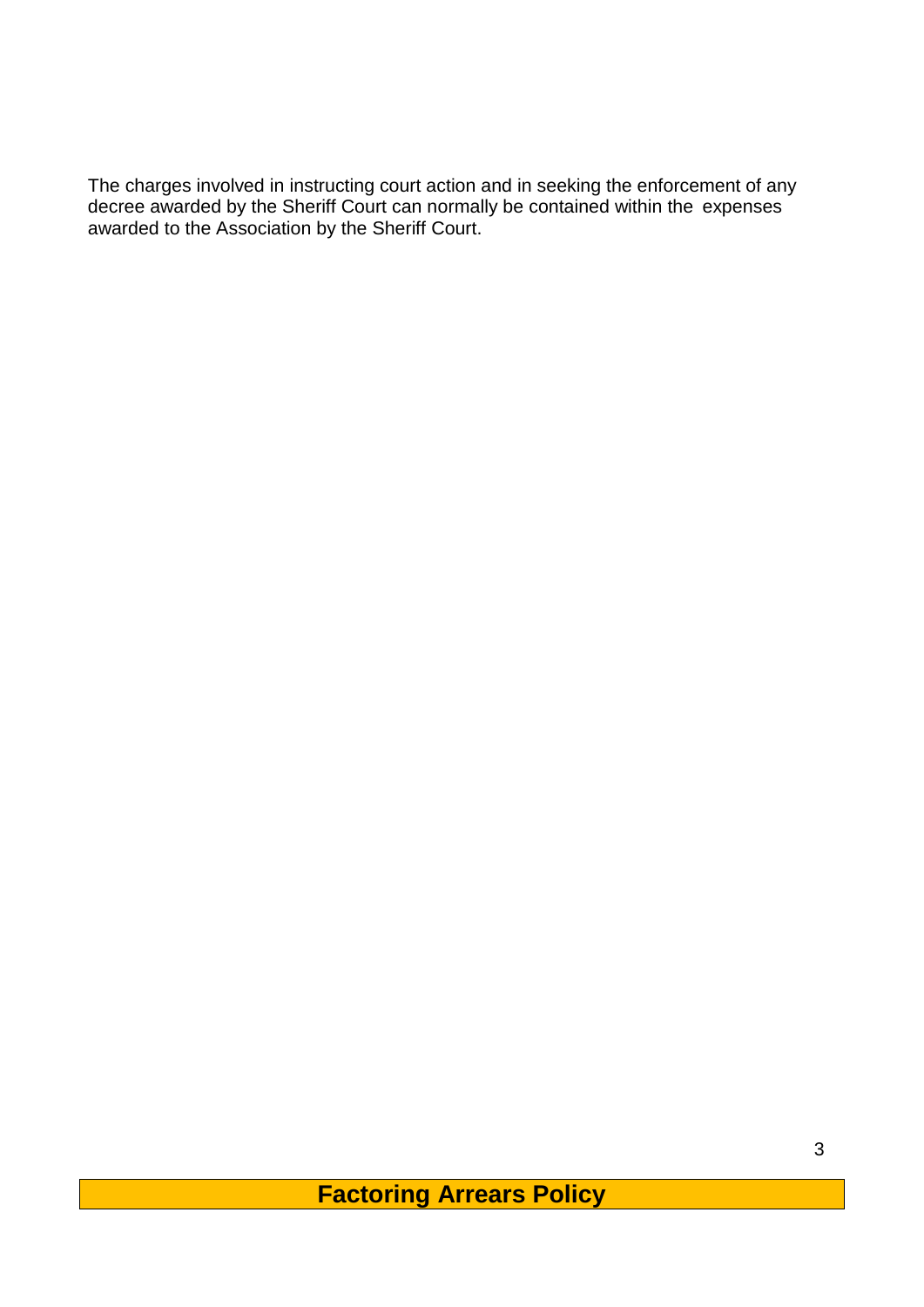The charges involved in instructing court action and in seeking the enforcement of any decree awarded by the Sheriff Court can normally be contained within the expenses awarded to the Association by the Sheriff Court.